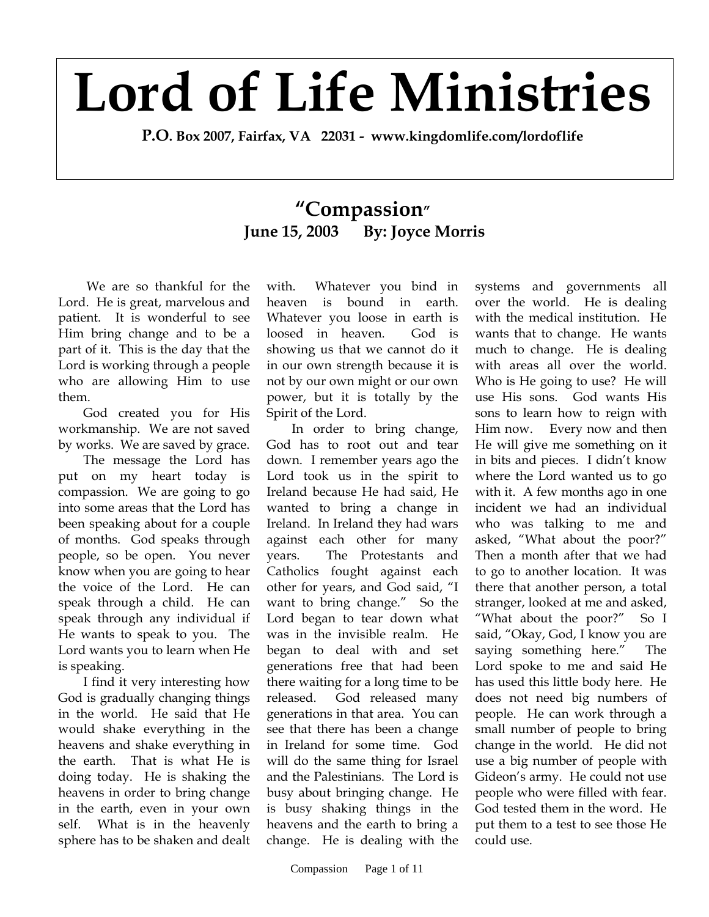# Lord of Life Ministries

**P.O. Box 2007, Fairfax, VA 22031 - www.kingdomlife.com/lordoflife**

## "Compassion"

**June 15, 2003 By: Joyce Morris**

We are so thankful for the Lord. He is great, marvelous and patient. It is wonderful to see Him bring change and to be a part of it. This is the day that the Lord is working through a people who are allowing Him to use them.

God created you for His workmanship. We are not saved by works. We are saved by grace.

The message the Lord has put on my heart today is compassion. We are going to go into some areas that the Lord has been speaking about for a couple of months. God speaks through people, so be open. You never know when you are going to hear the voice of the Lord. He can speak through a child. He can speak through any individual if He wants to speak to you. The Lord wants you to learn when He is speaking.

I find it very interesting how God is gradually changing things in the world. He said that He would shake everything in the heavens and shake everything in the earth. That is what He is doing today. He is shaking the heavens in order to bring change in the earth, even in your own self. What is in the heavenly sphere has to be shaken and dealt with. Whatever you bind in heaven is bound in earth. Whatever you loose in earth is loosed in heaven. God is showing us that we cannot do it in our own strength because it is not by our own might or our own power, but it is totally by the Spirit of the Lord.

In order to bring change, God has to root out and tear down. I remember years ago the Lord took us in the spirit to Ireland because He had said, He wanted to bring a change in Ireland. In Ireland they had wars against each other for many years. The Protestants and Catholics fought against each other for years, and God said, "I want to bring change." So the Lord began to tear down what was in the invisible realm. He began to deal with and set generations free that had been there waiting for a long time to be released. God released many generations in that area. You can see that there has been a change in Ireland for some time. God will do the same thing for Israel and the Palestinians. The Lord is busy about bringing change. He is busy shaking things in the heavens and the earth to bring a change. He is dealing with the systems and governments all over the world. He is dealing with the medical institution. He wants that to change. He wants much to change. He is dealing with areas all over the world. Who is He going to use? He will use His sons. God wants His sons to learn how to reign with Him now. Every now and then He will give me something on it in bits and pieces. I didn't know where the Lord wanted us to go with it. A few months ago in one incident we had an individual who was talking to me and asked, "What about the poor?" Then a month after that we had to go to another location. It was there that another person, a total stranger, looked at me and asked, "What about the poor?" So I said, "Okay, God, I know you are saying something here." The Lord spoke to me and said He has used this little body here. He does not need big numbers of people. He can work through a small number of people to bring change in the world. He did not use a big number of people with Gideon's army. He could not use people who were filled with fear. God tested them in the word. He put them to a test to see those He could use.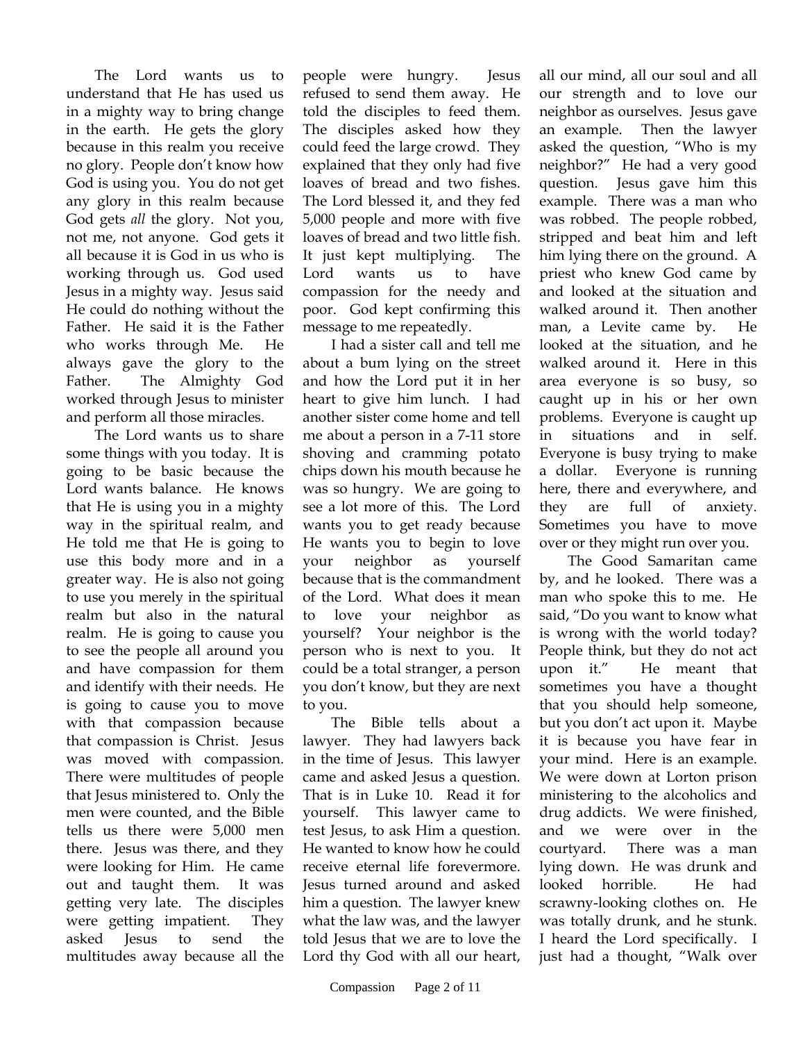The Lord wants us to understand that He has used us in a mighty way to bring change in the earth. He gets the glory because in this realm you receive no glory. People don't know how God is using you. You do not get any glory in this realm because God gets *all* the glory. Not you, not me, not anyone. God gets it all because it is God in us who is working through us. God used Jesus in a mighty way. Jesus said He could do nothing without the Father. He said it is the Father who works through Me. He always gave the glory to the Father. The Almighty God worked through Jesus to minister and perform all those miracles.

The Lord wants us to share some things with you today. It is going to be basic because the Lord wants balance. He knows that He is using you in a mighty way in the spiritual realm, and He told me that He is going to use this body more and in a greater way. He is also not going to use you merely in the spiritual realm but also in the natural realm. He is going to cause you to see the people all around you and have compassion for them and identify with their needs. He is going to cause you to move with that compassion because that compassion is Christ. Jesus was moved with compassion. There were multitudes of people that Jesus ministered to. Only the men were counted, and the Bible tells us there were 5,000 men there. Jesus was there, and they were looking for Him. He came out and taught them. It was getting very late. The disciples were getting impatient. They asked Jesus to send the multitudes away because all the people were hungry. Jesus refused to send them away. He told the disciples to feed them. The disciples asked how they could feed the large crowd. They explained that they only had five loaves of bread and two fishes. The Lord blessed it, and they fed 5,000 people and more with five loaves of bread and two little fish. It just kept multiplying. The Lord wants us to have compassion for the needy and poor. God kept confirming this message to me repeatedly.

I had a sister call and tell me about a bum lying on the street and how the Lord put it in her heart to give him lunch. I had another sister come home and tell me about a person in a 7-11 store shoving and cramming potato chips down his mouth because he was so hungry. We are going to see a lot more of this. The Lord wants you to get ready because He wants you to begin to love your neighbor as yourself because that is the commandment of the Lord. What does it mean to love your neighbor as yourself? Your neighbor is the person who is next to you. It could be a total stranger, a person you don't know, but they are next to you.

The Bible tells about a lawyer. They had lawyers back in the time of Jesus. This lawyer came and asked Jesus a question. That is in Luke 10. Read it for yourself. This lawyer came to test Jesus, to ask Him a question. He wanted to know how he could receive eternal life forevermore. Jesus turned around and asked him a question. The lawyer knew what the law was, and the lawyer told Jesus that we are to love the Lord thy God with all our heart, all our mind, all our soul and all our strength and to love our neighbor as ourselves. Jesus gave an example. Then the lawyer asked the question, "Who is my neighbor?" He had a very good question. Jesus gave him this example. There was a man who was robbed. The people robbed, stripped and beat him and left him lying there on the ground. A priest who knew God came by and looked at the situation and walked around it. Then another man, a Levite came by. He looked at the situation, and he walked around it. Here in this area everyone is so busy, so caught up in his or her own problems. Everyone is caught up in situations and in self. Everyone is busy trying to make a dollar. Everyone is running here, there and everywhere, and they are full of anxiety. Sometimes you have to move over or they might run over you.

The Good Samaritan came by, and he looked. There was a man who spoke this to me. He said, "Do you want to know what is wrong with the world today? People think, but they do not act upon it." He meant that sometimes you have a thought that you should help someone, but you don't act upon it. Maybe it is because you have fear in your mind. Here is an example. We were down at Lorton prison ministering to the alcoholics and drug addicts. We were finished, and we were over in the courtyard. There was a man lying down. He was drunk and looked horrible. He had scrawny-looking clothes on. He was totally drunk, and he stunk. I heard the Lord specifically. I just had a thought, "Walk over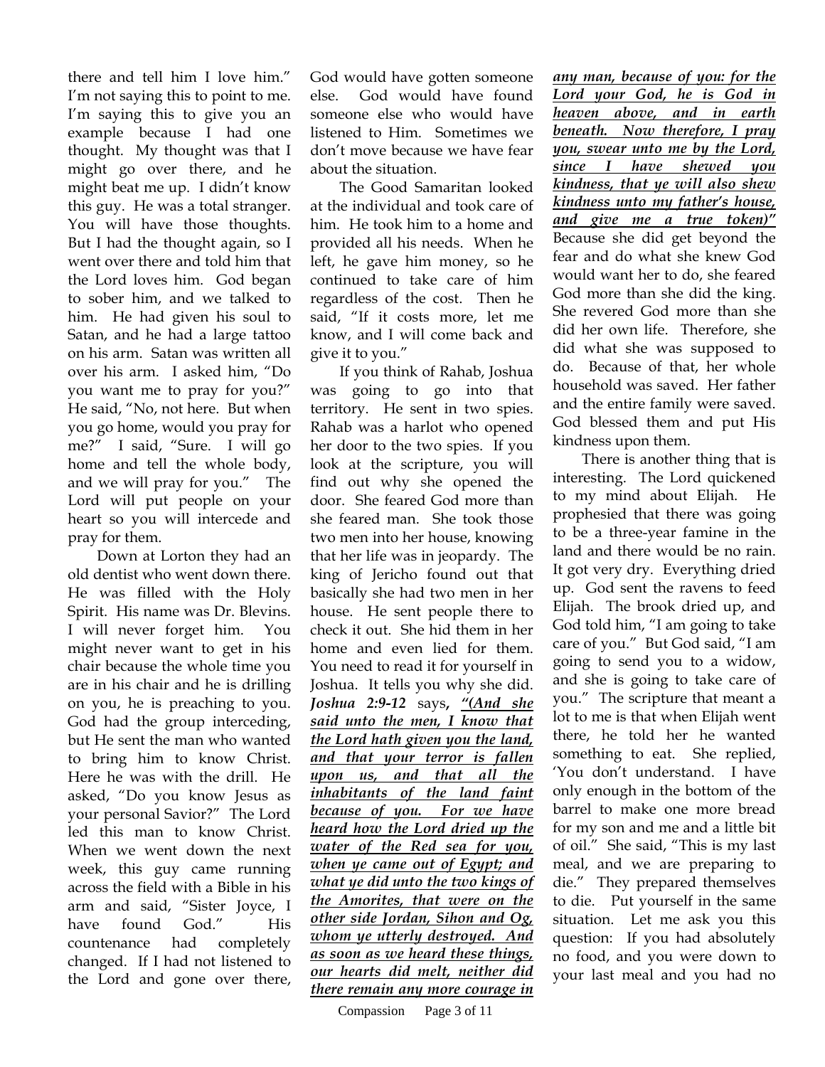there and tell him I love him." I'm not saying this to point to me. I'm saying this to give you an example because I had one thought. My thought was that I might go over there, and he might beat me up. I didn't know this guy. He was a total stranger. You will have those thoughts. But I had the thought again, so I went over there and told him that the Lord loves him. God began to sober him, and we talked to him. He had given his soul to Satan, and he had a large tattoo on his arm. Satan was written all over his arm. I asked him, "Do you want me to pray for you?" He said, "No, not here. But when you go home, would you pray for me?" I said, "Sure. I will go home and tell the whole body, and we will pray for you." The Lord will put people on your heart so you will intercede and pray for them.

Down at Lorton they had an old dentist who went down there. He was filled with the Holy Spirit. His name was Dr. Blevins. I will never forget him. You might never want to get in his chair because the whole time you are in his chair and he is drilling on you, he is preaching to you. God had the group interceding, but He sent the man who wanted to bring him to know Christ. Here he was with the drill. He asked, "Do you know Jesus as your personal Savior?" The Lord led this man to know Christ. When we went down the next week, this guy came running across the field with a Bible in his arm and said, "Sister Joyce, I have found God." His countenance had completely changed. If I had not listened to the Lord and gone over there, God would have gotten someone else. God would have found someone else who would have listened to Him. Sometimes we don't move because we have fear about the situation.

The Good Samaritan looked at the individual and took care of him. He took him to a home and provided all his needs. When he left, he gave him money, so he continued to take care of him regardless of the cost. Then he said, "If it costs more, let me know, and I will come back and give it to you."

If you think of Rahab, Joshua was going to go into that territory. He sent in two spies. Rahab was a harlot who opened her door to the two spies. If you look at the scripture, you will find out why she opened the door. She feared God more than she feared man. She took those two men into her house, knowing that her life was in jeopardy. The king of Jericho found out that basically she had two men in her house. He sent people there to check it out. She hid them in her home and even lied for them. You need to read it for yourself in Joshua. It tells you why she did. ***Joshua 2:9-12*** says, ***"(And she said unto the men, I know that the Lord hath given you the land, and that your terror is fallen upon us, and that all the inhabitants of the land faint because of you. For we have heard how the Lord dried up the water of the Red sea for you, when ye came out of Egypt; and what ye did unto the two kings of the Amorites, that were on the other side Jordan, Sihon and Og, whom ye utterly destroyed. And as soon as we heard these things, our hearts did melt, neither did there remain any more courage in any man, because of you: for the Lord your God, he is God in heaven above, and in earth beneath. Now therefore, I pray you, swear unto me by the Lord, since I have shewed you kindness, that ye will also shew kindness unto my father's house, and give me a true token)"*** Because she did get beyond the fear and do what she knew God would want her to do, she feared God more than she did the king. She revered God more than she did her own life. Therefore, she did what she was supposed to do. Because of that, her whole household was saved. Her father and the entire family were saved. God blessed them and put His kindness upon them.

There is another thing that is interesting. The Lord quickened to my mind about Elijah. He prophesied that there was going to be a three-year famine in the land and there would be no rain. It got very dry. Everything dried up. God sent the ravens to feed Elijah. The brook dried up, and God told him, "I am going to take care of you." But God said, "I am going to send you to a widow, and she is going to take care of you." The scripture that meant a lot to me is that when Elijah went there, he told her he wanted something to eat. She replied, 'You don't understand. I have only enough in the bottom of the barrel to make one more bread for my son and me and a little bit of oil." She said, "This is my last meal, and we are preparing to die." They prepared themselves to die. Put yourself in the same situation. Let me ask you this question: If you had absolutely no food, and you were down to your last meal and you had no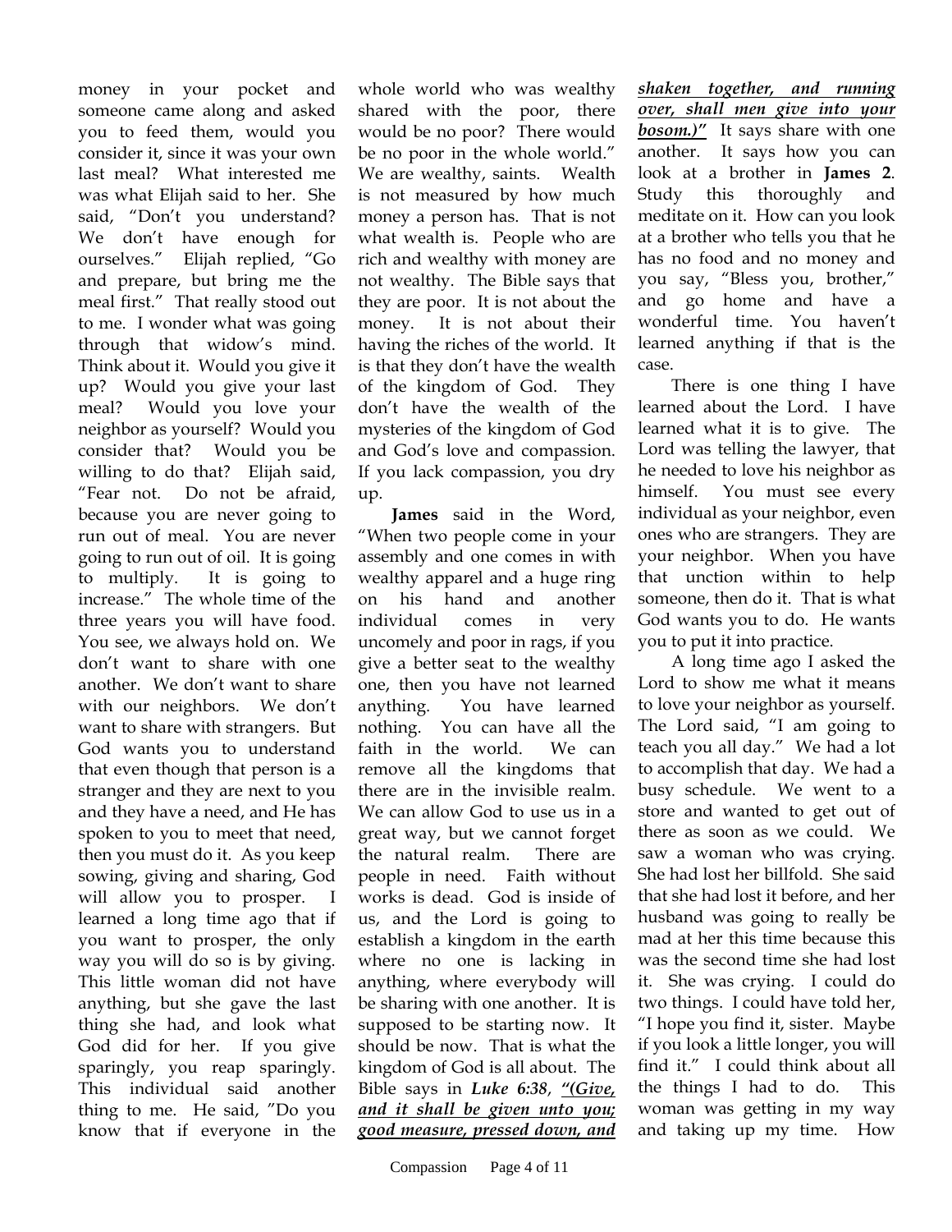money in your pocket and someone came along and asked you to feed them, would you consider it, since it was your own last meal? What interested me was what Elijah said to her. She said, "Don't you understand? We don't have enough for ourselves." Elijah replied, "Go and prepare, but bring me the meal first." That really stood out to me. I wonder what was going through that widow's mind. Think about it. Would you give it up? Would you give your last meal? Would you love your neighbor as yourself? Would you consider that? Would you be willing to do that? Elijah said, "Fear not. Do not be afraid, because you are never going to run out of meal. You are never going to run out of oil. It is going to multiply. It is going to increase." The whole time of the three years you will have food. You see, we always hold on. We don't want to share with one another. We don't want to share with our neighbors. We don't want to share with strangers. But God wants you to understand that even though that person is a stranger and they are next to you and they have a need, and He has spoken to you to meet that need, then you must do it. As you keep sowing, giving and sharing, God will allow you to prosper. I learned a long time ago that if you want to prosper, the only way you will do so is by giving. This little woman did not have anything, but she gave the last thing she had, and look what God did for her. If you give sparingly, you reap sparingly. This individual said another thing to me. He said, "Do you know that if everyone in the whole world who was wealthy shared with the poor, there would be no poor? There would be no poor in the whole world." We are wealthy, saints. Wealth is not measured by how much money a person has. That is not what wealth is. People who are rich and wealthy with money are not wealthy. The Bible says that they are poor. It is not about the money. It is not about their having the riches of the world. It is that they don't have the wealth of the kingdom of God. They don't have the wealth of the mysteries of the kingdom of God and God's love and compassion. If you lack compassion, you dry up.

**James** said in the Word, "When two people come in your assembly and one comes in with wealthy apparel and a huge ring on his hand and another individual comes in very uncomely and poor in rags, if you give a better seat to the wealthy one, then you have not learned anything. You have learned nothing. You can have all the faith in the world. We can remove all the kingdoms that there are in the invisible realm. We can allow God to use us in a great way, but we cannot forget the natural realm. There are people in need. Faith without works is dead. God is inside of us, and the Lord is going to establish a kingdom in the earth where no one is lacking in anything, where everybody will be sharing with one another. It is supposed to be starting now. It should be now. That is what the kingdom of God is all about. The Bible says in ***Luke 6:38***, ***"(Give, and it shall be given unto you; good measure, pressed down, and shaken together, and running over, shall men give into your bosom.)"*** It says share with one another. It says how you can look at a brother in **James 2**. Study this thoroughly and meditate on it. How can you look at a brother who tells you that he has no food and no money and you say, "Bless you, brother," and go home and have a wonderful time. You haven't learned anything if that is the case.

There is one thing I have learned about the Lord. I have learned what it is to give. The Lord was telling the lawyer, that he needed to love his neighbor as himself. You must see every individual as your neighbor, even ones who are strangers. They are your neighbor. When you have that unction within to help someone, then do it. That is what God wants you to do. He wants you to put it into practice.

A long time ago I asked the Lord to show me what it means to love your neighbor as yourself. The Lord said, "I am going to teach you all day." We had a lot to accomplish that day. We had a busy schedule. We went to a store and wanted to get out of there as soon as we could. We saw a woman who was crying. She had lost her billfold. She said that she had lost it before, and her husband was going to really be mad at her this time because this was the second time she had lost it. She was crying. I could do two things. I could have told her, "I hope you find it, sister. Maybe if you look a little longer, you will find it." I could think about all the things I had to do. This woman was getting in my way and taking up my time. How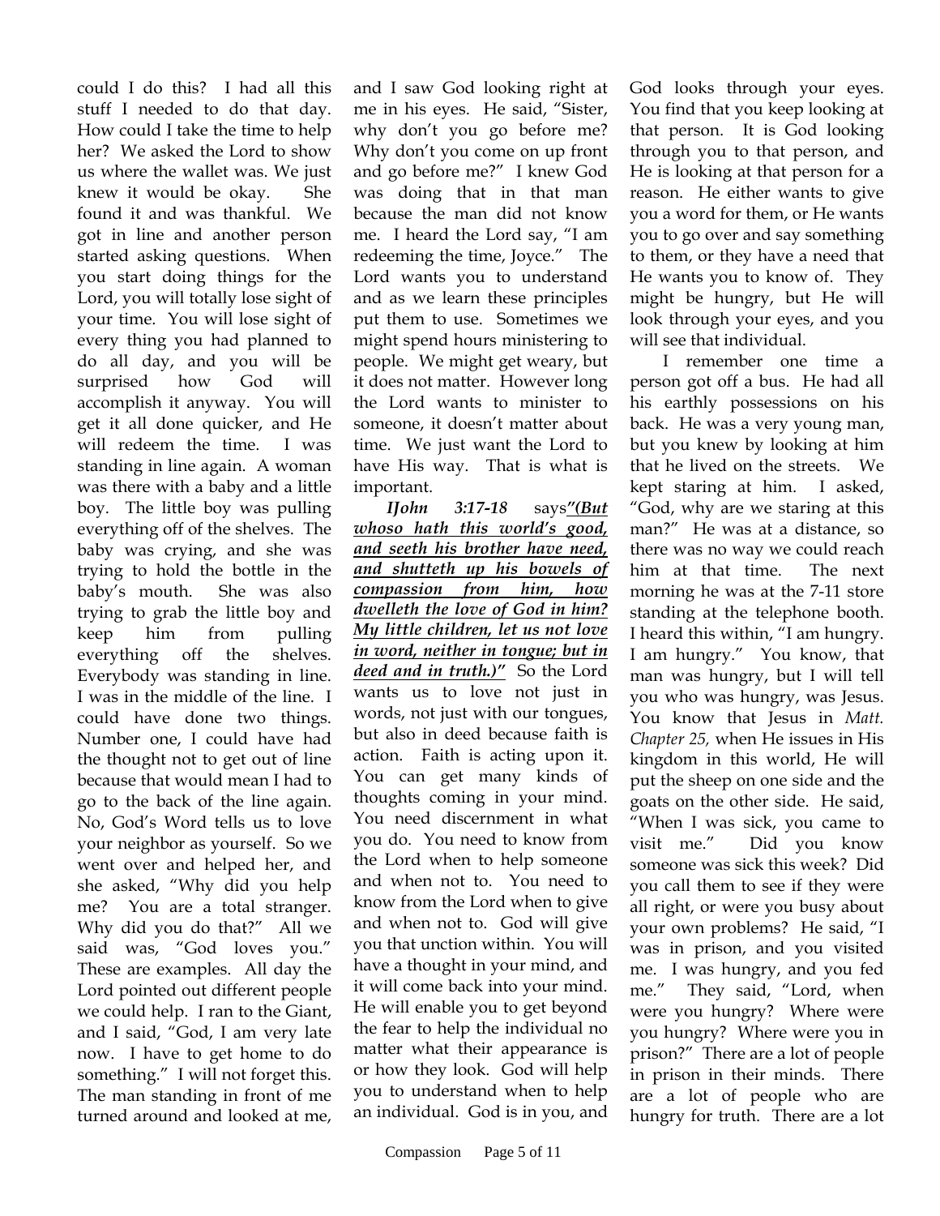could I do this? I had all this stuff I needed to do that day. How could I take the time to help her? We asked the Lord to show us where the wallet was. We just knew it would be okay. She found it and was thankful. We got in line and another person started asking questions. When you start doing things for the Lord, you will totally lose sight of your time. You will lose sight of every thing you had planned to do all day, and you will be surprised how God will accomplish it anyway. You will get it all done quicker, and He will redeem the time. I was standing in line again. A woman was there with a baby and a little boy. The little boy was pulling everything off of the shelves. The baby was crying, and she was trying to hold the bottle in the baby's mouth. She was also trying to grab the little boy and keep him from pulling everything off the shelves. Everybody was standing in line. I was in the middle of the line. I could have done two things. Number one, I could have had the thought not to get out of line because that would mean I had to go to the back of the line again. No, God's Word tells us to love your neighbor as yourself. So we went over and helped her, and she asked, "Why did you help me? You are a total stranger. Why did you do that?" All we said was, "God loves you." These are examples. All day the Lord pointed out different people we could help. I ran to the Giant, and I said, "God, I am very late now. I have to get home to do something." I will not forget this. The man standing in front of me turned around and looked at me, and I saw God looking right at me in his eyes. He said, "Sister, why don't you go before me? Why don't you come on up front and go before me?" I knew God was doing that in that man because the man did not know me. I heard the Lord say, "I am redeeming the time, Joyce." The Lord wants you to understand and as we learn these principles put them to use. Sometimes we might spend hours ministering to people. We might get weary, but it does not matter. However long the Lord wants to minister to someone, it doesn't matter about time. We just want the Lord to have His way. That is what is important.

*IJohn 3:17-18* says ***"(But whoso hath this world's good, and seeth his brother have need, and shutteth up his bowels of compassion from him, how dwelleth the love of God in him? My little children, let us not love in word, neither in tongue; but in deed and in truth.)"*** So the Lord wants us to love not just in words, not just with our tongues, but also in deed because faith is action. Faith is acting upon it. You can get many kinds of thoughts coming in your mind. You need discernment in what you do. You need to know from the Lord when to help someone and when not to. You need to know from the Lord when to give and when not to. God will give you that unction within. You will have a thought in your mind, and it will come back into your mind. He will enable you to get beyond the fear to help the individual no matter what their appearance is or how they look. God will help you to understand when to help an individual. God is in you, and God looks through your eyes. You find that you keep looking at that person. It is God looking through you to that person, and He is looking at that person for a reason. He either wants to give you a word for them, or He wants you to go over and say something to them, or they have a need that He wants you to know of. They might be hungry, but He will look through your eyes, and you will see that individual.

I remember one time a person got off a bus. He had all his earthly possessions on his back. He was a very young man, but you knew by looking at him that he lived on the streets. We kept staring at him. I asked, "God, why are we staring at this man?" He was at a distance, so there was no way we could reach him at that time. The next morning he was at the 7-11 store standing at the telephone booth. I heard this within, "I am hungry. I am hungry." You know, that man was hungry, but I will tell you who was hungry, was Jesus. You know that Jesus in *Matt. Chapter 25,* when He issues in His kingdom in this world, He will put the sheep on one side and the goats on the other side. He said, "When I was sick, you came to visit me." Did you know someone was sick this week? Did you call them to see if they were all right, or were you busy about your own problems? He said, "I was in prison, and you visited me. I was hungry, and you fed me." They said, "Lord, when were you hungry? Where were you hungry? Where were you in prison?" There are a lot of people in prison in their minds. There are a lot of people who are hungry for truth. There are a lot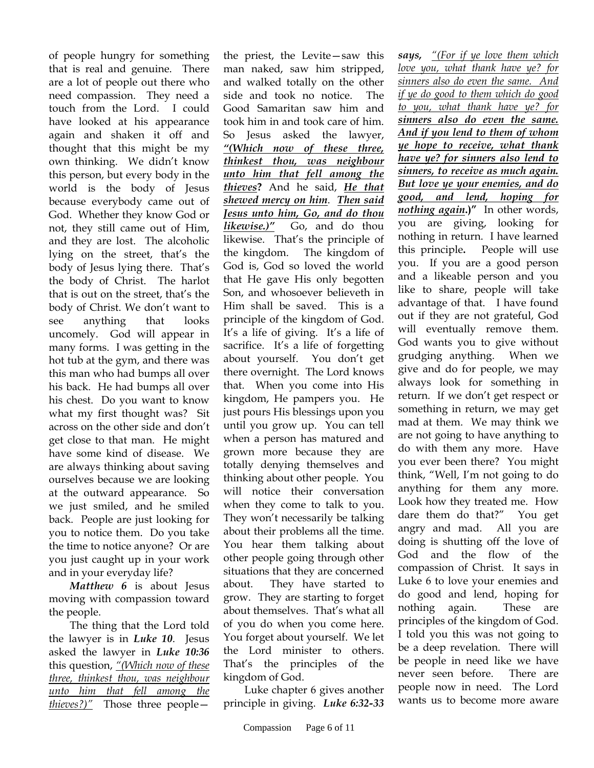of people hungry for something that is real and genuine. There are a lot of people out there who need compassion. They need a touch from the Lord. I could have looked at his appearance again and shaken it off and thought that this might be my own thinking. We didn't know this person, but every body in the world is the body of Jesus because everybody came out of God. Whether they know God or not, they still came out of Him, and they are lost. The alcoholic lying on the street, that's the body of Jesus lying there. That's the body of Christ. The harlot that is out on the street, that's the body of Christ. We don't want to see anything that looks uncomely. God will appear in many forms. I was getting in the hot tub at the gym, and there was this man who had bumps all over his back. He had bumps all over his chest. Do you want to know what my first thought was? Sit across on the other side and don't get close to that man. He might have some kind of disease. We are always thinking about saving ourselves because we are looking at the outward appearance. So we just smiled, and he smiled back. People are just looking for you to notice them. Do you take the time to notice anyone? Or are you just caught up in your work and in your everyday life?

***Matthew 6*** is about Jesus moving with compassion toward the people.

The thing that the Lord told the lawyer is in ***Luke 10***. Jesus asked the lawyer in ***Luke 10:36*** this question, *"(Which now of these three, thinkest thou, was neighbour unto him that fell among the thieves?)"* Those three people—the priest, the Levite—saw this man naked, saw him stripped, and walked totally on the other side and took no notice. The Good Samaritan saw him and took him in and took care of him. So Jesus asked the lawyer, ***"(Which now of these three, thinkest thou, was neighbour unto him that fell among the thieves*? And he said, *He that shewed mercy on him*. *Then said Jesus unto him, Go, and do thou likewise.)"*** Go, and do thou likewise. That's the principle of the kingdom. The kingdom of God is, God so loved the world that He gave His only begotten Son, and whosoever believeth in Him shall be saved. This is a principle of the kingdom of God. It's a life of giving. It's a life of sacrifice. It's a life of forgetting about yourself. You don't get there overnight. The Lord knows that. When you come into His kingdom, He pampers you. He just pours His blessings upon you until you grow up. You can tell when a person has matured and grown more because they are totally denying themselves and thinking about other people. You will notice their conversation when they come to talk to you. They won't necessarily be talking about their problems all the time. You hear them talking about other people going through other situations that they are concerned about. They have started to grow. They are starting to forget about themselves. That's what all of you do when you come here. You forget about yourself. We let the Lord minister to others. That's the principles of the kingdom of God.

Luke chapter 6 gives another principle in giving. ***Luke 6:32-33 says,*** *"(For if ye love them which love you, what thank have ye? for sinners also do even the same. And if ye do good to them which do good to you, what thank have ye? for* ***sinners also do even the same. And if you lend to them of whom ye hope to receive, what thank have ye? for sinners also lend to sinners, to receive as much again. But love ye your enemies, and do good, and lend, hoping for nothing again.)"*** In other words, you are giving, looking for nothing in return. I have learned this principle**.** People will use you. If you are a good person and a likeable person and you like to share, people will take advantage of that. I have found out if they are not grateful, God will eventually remove them. God wants you to give without grudging anything. When we give and do for people, we may always look for something in return. If we don't get respect or something in return, we may get mad at them. We may think we are not going to have anything to do with them any more. Have you ever been there? You might think, "Well, I'm not going to do anything for them any more. Look how they treated me. How dare them do that?" You get angry and mad. All you are doing is shutting off the love of God and the flow of the compassion of Christ. It says in Luke 6 to love your enemies and do good and lend, hoping for nothing again. These are principles of the kingdom of God. I told you this was not going to be a deep revelation. There will be people in need like we have never seen before. There are people now in need. The Lord wants us to become more aware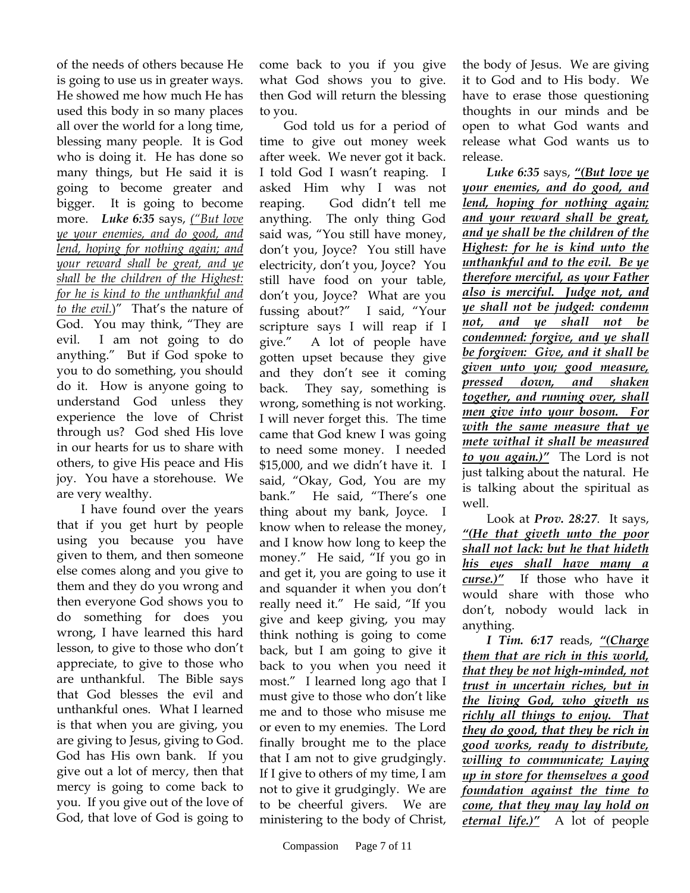of the needs of others because He is going to use us in greater ways. He showed me how much He has used this body in so many places all over the world for a long time, blessing many people. It is God who is doing it. He has done so many things, but He said it is going to become greater and bigger. It is going to become more. ***Luke 6:35*** says, *("But love ye your enemies, and do good, and lend, hoping for nothing again; and your reward shall be great, and ye shall be the children of the Highest: for he is kind to the unthankful and to the evil.*)" That's the nature of God. You may think, "They are evil. I am not going to do anything." But if God spoke to you to do something, you should do it. How is anyone going to understand God unless they experience the love of Christ through us? God shed His love in our hearts for us to share with others, to give His peace and His joy. You have a storehouse. We are very wealthy.

I have found over the years that if you get hurt by people using you because you have given to them, and then someone else comes along and you give to them and they do you wrong and then everyone God shows you to do something for does you wrong, I have learned this hard lesson, to give to those who don't appreciate, to give to those who are unthankful. The Bible says that God blesses the evil and unthankful ones. What I learned is that when you are giving, you are giving to Jesus, giving to God. God has His own bank. If you give out a lot of mercy, then that mercy is going to come back to you. If you give out of the love of God, that love of God is going to come back to you if you give what God shows you to give. then God will return the blessing to you.

God told us for a period of time to give out money week after week. We never got it back. I told God I wasn't reaping. I asked Him why I was not reaping. God didn't tell me anything. The only thing God said was, "You still have money, don't you, Joyce? You still have electricity, don't you, Joyce? You still have food on your table, don't you, Joyce? What are you fussing about?" I said, "Your scripture says I will reap if I give." A lot of people have gotten upset because they give and they don't see it coming back. They say, something is wrong, something is not working. I will never forget this. The time came that God knew I was going to need some money. I needed $15,000, and we didn't have it. I said, "Okay, God, You are my bank." He said, "There's one thing about my bank, Joyce. I know when to release the money, and I know how long to keep the money." He said, "If you go in and get it, you are going to use it and squander it when you don't really need it." He said, "If you give and keep giving, you may think nothing is going to come back, but I am going to give it back to you when you need it most." I learned long ago that I must give to those who don't like me and to those who misuse me or even to my enemies. The Lord finally brought me to the place that I am not to give grudgingly. If I give to others of my time, I am not to give it grudgingly. We are to be cheerful givers. We are ministering to the body of Christ, the body of Jesus. We are giving it to God and to His body. We have to erase those questioning thoughts in our minds and be open to what God wants and release what God wants us to release.

***Luke 6:35*** says, ***"(But love ye your enemies, and do good, and lend, hoping for nothing again; and your reward shall be great, and ye shall be the children of the Highest: for he is kind unto the unthankful and to the evil. Be ye therefore merciful, as your Father also is merciful. Judge not, and ye shall not be judged: condemn not, and ye shall not be condemned: forgive, and ye shall be forgiven: Give, and it shall be given unto you; good measure, pressed down, and shaken together, and running over, shall men give into your bosom. For with the same measure that ye mete withal it shall be measured to you again.)"*** The Lord is not just talking about the natural. He is talking about the spiritual as well.

Look at ***Prov. 28:27***. It says, ***"(He that giveth unto the poor shall not lack: but he that hideth his eyes shall have many a curse.)"*** If those who have it would share with those who don't, nobody would lack in anything.

***I Tim. 6:17*** reads, ***"(Charge them that are rich in this world, that they be not high-minded, not trust in uncertain riches, but in the living God, who giveth us richly all things to enjoy. That they do good, that they be rich in good works, ready to distribute, willing to communicate; Laying up in store for themselves a good foundation against the time to come, that they may lay hold on eternal life.)"*** A lot of people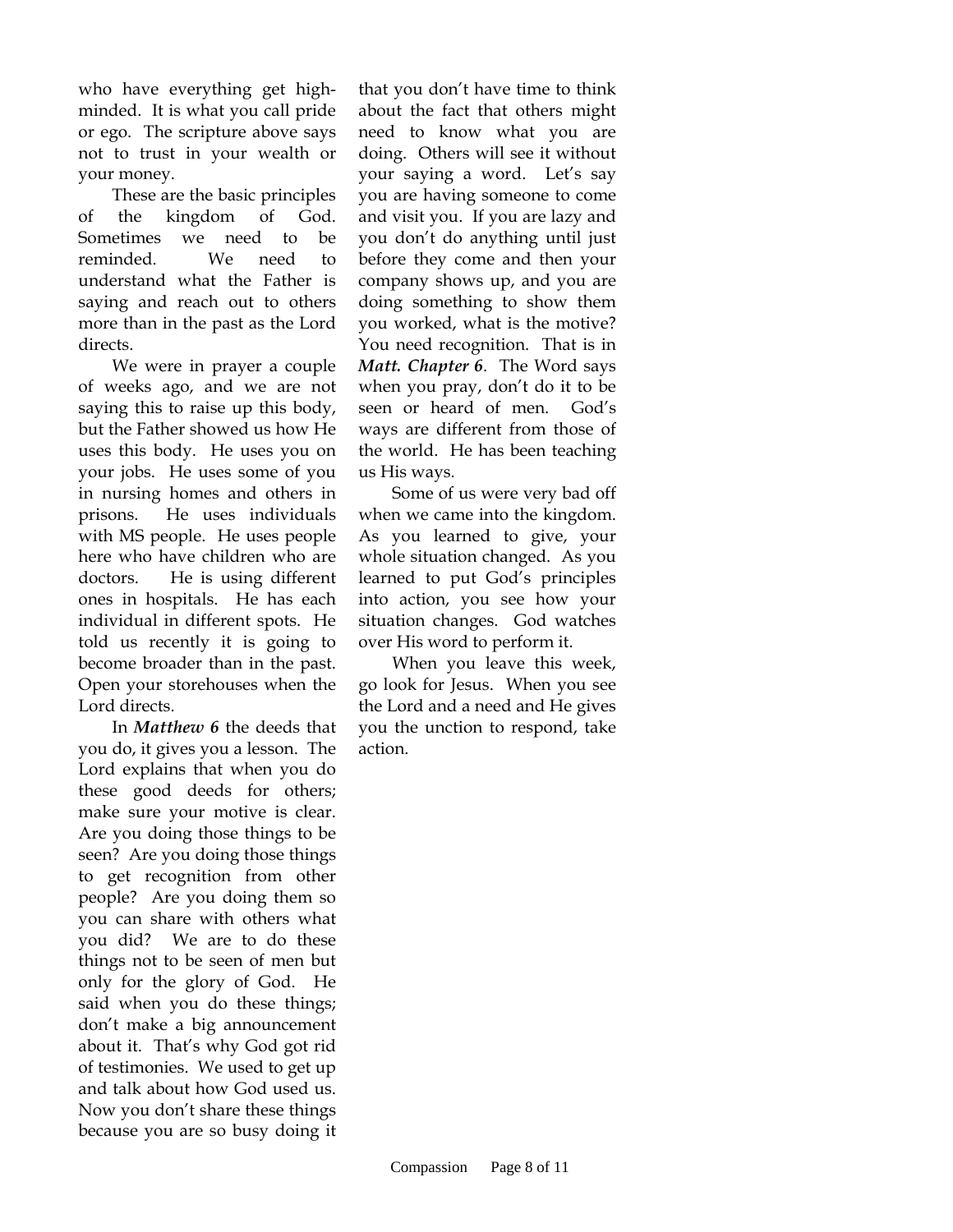who have everything get high-minded. It is what you call pride or ego. The scripture above says not to trust in your wealth or your money.

These are the basic principles of the kingdom of God. Sometimes we need to be reminded. We need to understand what the Father is saying and reach out to others more than in the past as the Lord directs.

We were in prayer a couple of weeks ago, and we are not saying this to raise up this body, but the Father showed us how He uses this body. He uses you on your jobs. He uses some of you in nursing homes and others in prisons. He uses individuals with MS people. He uses people here who have children who are doctors. He is using different ones in hospitals. He has each individual in different spots. He told us recently it is going to become broader than in the past. Open your storehouses when the Lord directs.

In ***Matthew 6*** the deeds that you do, it gives you a lesson. The Lord explains that when you do these good deeds for others; make sure your motive is clear. Are you doing those things to be seen? Are you doing those things to get recognition from other people? Are you doing them so you can share with others what you did? We are to do these things not to be seen of men but only for the glory of God. He said when you do these things; don't make a big announcement about it. That's why God got rid of testimonies. We used to get up and talk about how God used us. Now you don't share these things because you are so busy doing it that you don't have time to think about the fact that others might need to know what you are doing. Others will see it without your saying a word. Let's say you are having someone to come and visit you. If you are lazy and you don't do anything until just before they come and then your company shows up, and you are doing something to show them you worked, what is the motive? You need recognition. That is in ***Matt. Chapter 6***. The Word says when you pray, don't do it to be seen or heard of men. God's ways are different from those of the world. He has been teaching us His ways.

Some of us were very bad off when we came into the kingdom. As you learned to give, your whole situation changed. As you learned to put God's principles into action, you see how your situation changes. God watches over His word to perform it.

When you leave this week, go look for Jesus. When you see the Lord and a need and He gives you the unction to respond, take action.